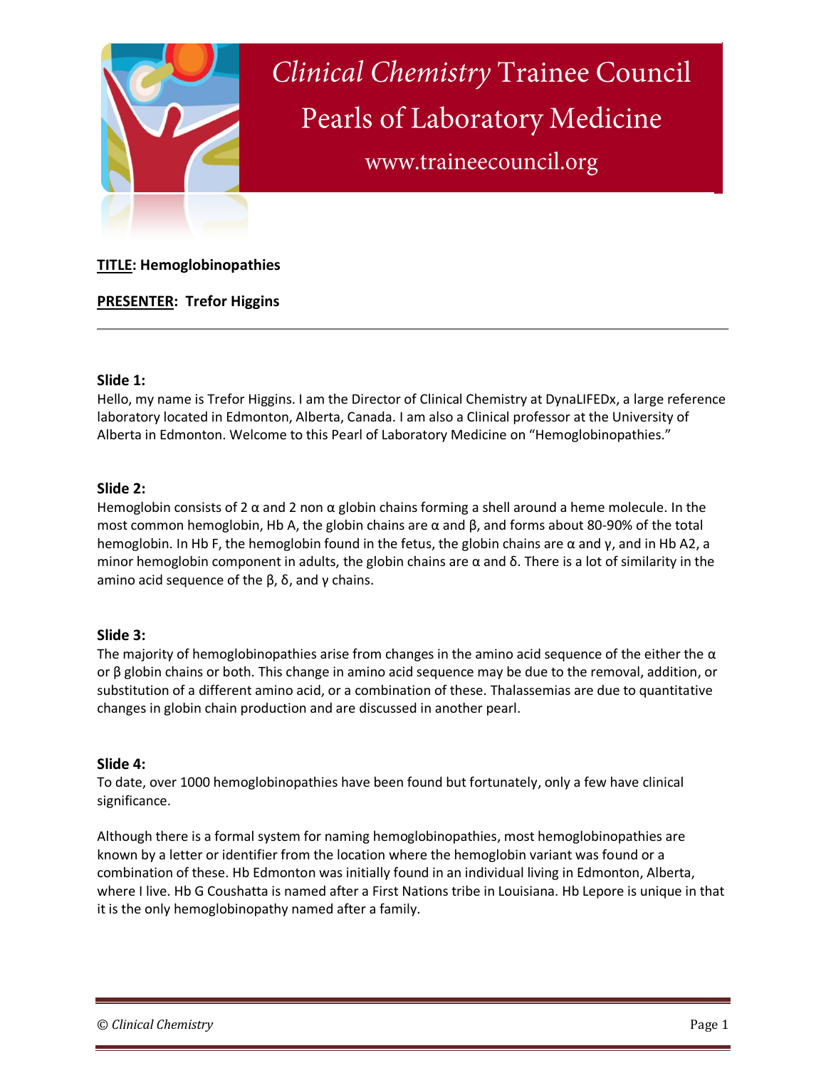# Clinical Chemistry Trainee Council
## Pearls of Laboratory Medicine

www.traineecouncil.org

**TITLE: Hemoglobinopathies**

**PRESENTER: Trefor Higgins**

---

**Slide 1:**
Hello, my name is Trefor Higgins. I am the Director of Clinical Chemistry at DynaLIFEDx, a large reference laboratory located in Edmonton, Alberta, Canada. I am also a Clinical professor at the University of Alberta in Edmonton. Welcome to this Pearl of Laboratory Medicine on "Hemoglobinopathies."

**Slide 2:**
Hemoglobin consists of 2 α and 2 non α globin chains forming a shell around a heme molecule. In the most common hemoglobin, Hb A, the globin chains are α and β, and forms about 80-90% of the total hemoglobin. In Hb F, the hemoglobin found in the fetus, the globin chains are α and γ, and in Hb A2, a minor hemoglobin component in adults, the globin chains are α and δ. There is a lot of similarity in the amino acid sequence of the β, δ, and γ chains.

**Slide 3:**
The majority of hemoglobinopathies arise from changes in the amino acid sequence of the either the α or β globin chains or both. This change in amino acid sequence may be due to the removal, addition, or substitution of a different amino acid, or a combination of these. Thalassemias are due to quantitative changes in globin chain production and are discussed in another pearl.

**Slide 4:**
To date, over 1000 hemoglobinopathies have been found but fortunately, only a few have clinical significance.

Although there is a formal system for naming hemoglobinopathies, most hemoglobinopathies are known by a letter or identifier from the location where the hemoglobin variant was found or a combination of these. Hb Edmonton was initially found in an individual living in Edmonton, Alberta, where I live. Hb G Coushatta is named after a First Nations tribe in Louisiana. Hb Lepore is unique in that it is the only hemoglobinopathy named after a family.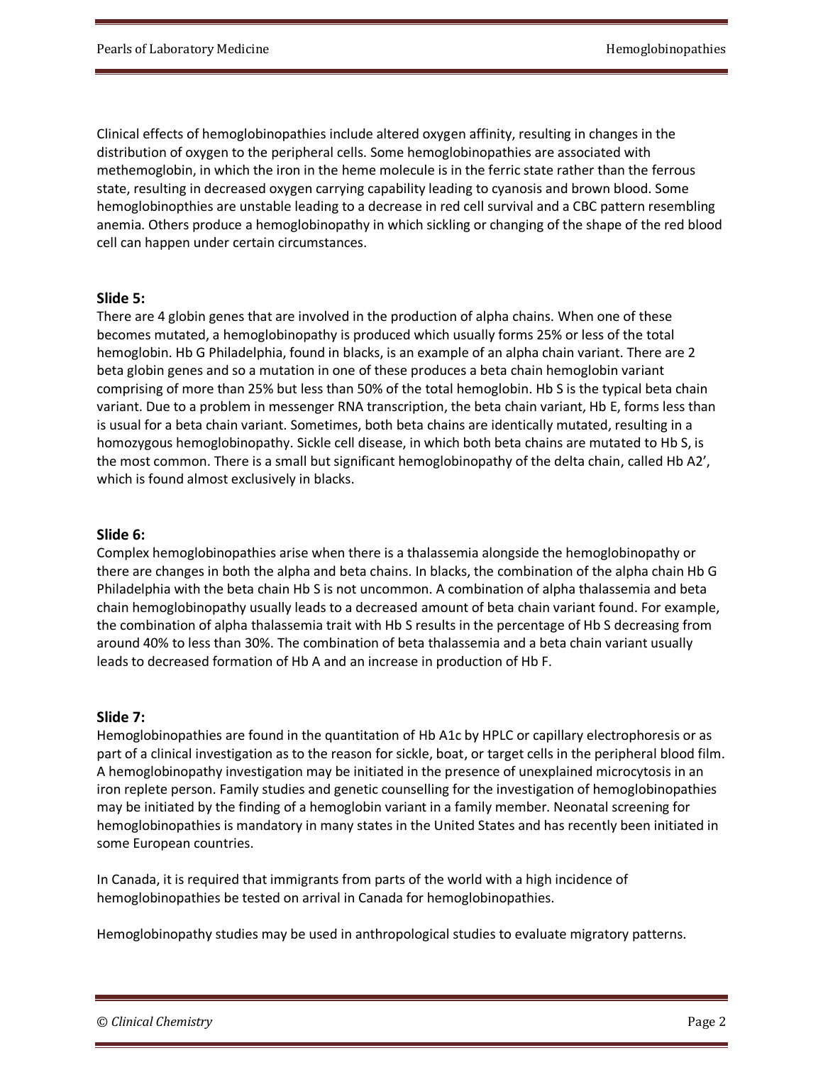Clinical effects of hemoglobinopathies include altered oxygen affinity, resulting in changes in the distribution of oxygen to the peripheral cells. Some hemoglobinopathies are associated with methemoglobin, in which the iron in the heme molecule is in the ferric state rather than the ferrous state, resulting in decreased oxygen carrying capability leading to cyanosis and brown blood. Some hemoglobinopthies are unstable leading to a decrease in red cell survival and a CBC pattern resembling anemia. Others produce a hemoglobinopathy in which sickling or changing of the shape of the red blood cell can happen under certain circumstances.

**Slide 5:**

There are 4 globin genes that are involved in the production of alpha chains. When one of these becomes mutated, a hemoglobinopathy is produced which usually forms 25% or less of the total hemoglobin. Hb G Philadelphia, found in blacks, is an example of an alpha chain variant. There are 2 beta globin genes and so a mutation in one of these produces a beta chain hemoglobin variant comprising of more than 25% but less than 50% of the total hemoglobin. Hb S is the typical beta chain variant. Due to a problem in messenger RNA transcription, the beta chain variant, Hb E, forms less than is usual for a beta chain variant. Sometimes, both beta chains are identically mutated, resulting in a homozygous hemoglobinopathy. Sickle cell disease, in which both beta chains are mutated to Hb S, is the most common. There is a small but significant hemoglobinopathy of the delta chain, called Hb A2', which is found almost exclusively in blacks.

**Slide 6:**

Complex hemoglobinopathies arise when there is a thalassemia alongside the hemoglobinopathy or there are changes in both the alpha and beta chains. In blacks, the combination of the alpha chain Hb G Philadelphia with the beta chain Hb S is not uncommon. A combination of alpha thalassemia and beta chain hemoglobinopathy usually leads to a decreased amount of beta chain variant found. For example, the combination of alpha thalassemia trait with Hb S results in the percentage of Hb S decreasing from around 40% to less than 30%. The combination of beta thalassemia and a beta chain variant usually leads to decreased formation of Hb A and an increase in production of Hb F.

**Slide 7:**

Hemoglobinopathies are found in the quantitation of Hb A1c by HPLC or capillary electrophoresis or as part of a clinical investigation as to the reason for sickle, boat, or target cells in the peripheral blood film. A hemoglobinopathy investigation may be initiated in the presence of unexplained microcytosis in an iron replete person. Family studies and genetic counselling for the investigation of hemoglobinopathies may be initiated by the finding of a hemoglobin variant in a family member. Neonatal screening for hemoglobinopathies is mandatory in many states in the United States and has recently been initiated in some European countries.

In Canada, it is required that immigrants from parts of the world with a high incidence of hemoglobinopathies be tested on arrival in Canada for hemoglobinopathies.

Hemoglobinopathy studies may be used in anthropological studies to evaluate migratory patterns.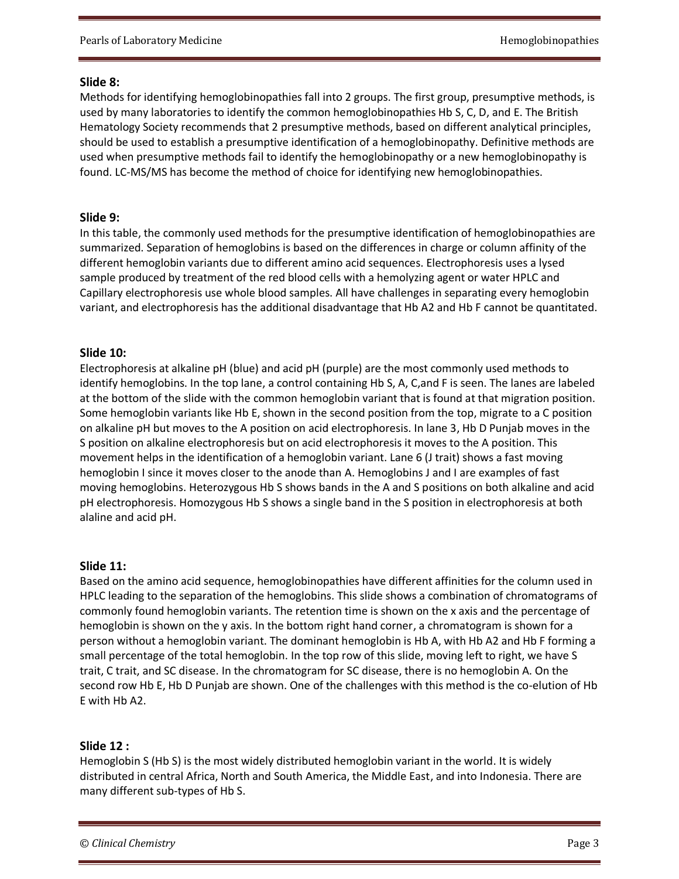**Slide 8:**
Methods for identifying hemoglobinopathies fall into 2 groups. The first group, presumptive methods, is used by many laboratories to identify the common hemoglobinopathies Hb S, C, D, and E. The British Hematology Society recommends that 2 presumptive methods, based on different analytical principles, should be used to establish a presumptive identification of a hemoglobinopathy. Definitive methods are used when presumptive methods fail to identify the hemoglobinopathy or a new hemoglobinopathy is found. LC-MS/MS has become the method of choice for identifying new hemoglobinopathies.

**Slide 9:**
In this table, the commonly used methods for the presumptive identification of hemoglobinopathies are summarized. Separation of hemoglobins is based on the differences in charge or column affinity of the different hemoglobin variants due to different amino acid sequences. Electrophoresis uses a lysed sample produced by treatment of the red blood cells with a hemolyzing agent or water HPLC and Capillary electrophoresis use whole blood samples. All have challenges in separating every hemoglobin variant, and electrophoresis has the additional disadvantage that Hb A2 and Hb F cannot be quantitated.

**Slide 10:**
Electrophoresis at alkaline pH (blue) and acid pH (purple) are the most commonly used methods to identify hemoglobins. In the top lane, a control containing Hb S, A, C,and F is seen. The lanes are labeled at the bottom of the slide with the common hemoglobin variant that is found at that migration position. Some hemoglobin variants like Hb E, shown in the second position from the top, migrate to a C position on alkaline pH but moves to the A position on acid electrophoresis. In lane 3, Hb D Punjab moves in the S position on alkaline electrophoresis but on acid electrophoresis it moves to the A position. This movement helps in the identification of a hemoglobin variant. Lane 6 (J trait) shows a fast moving hemoglobin I since it moves closer to the anode than A. Hemoglobins J and I are examples of fast moving hemoglobins. Heterozygous Hb S shows bands in the A and S positions on both alkaline and acid pH electrophoresis. Homozygous Hb S shows a single band in the S position in electrophoresis at both alaline and acid pH.

**Slide 11:**
Based on the amino acid sequence, hemoglobinopathies have different affinities for the column used in HPLC leading to the separation of the hemoglobins. This slide shows a combination of chromatograms of commonly found hemoglobin variants. The retention time is shown on the x axis and the percentage of hemoglobin is shown on the y axis. In the bottom right hand corner, a chromatogram is shown for a person without a hemoglobin variant. The dominant hemoglobin is Hb A, with Hb A2 and Hb F forming a small percentage of the total hemoglobin. In the top row of this slide, moving left to right, we have S trait, C trait, and SC disease. In the chromatogram for SC disease, there is no hemoglobin A. On the second row Hb E, Hb D Punjab are shown. One of the challenges with this method is the co-elution of Hb E with Hb A2.

**Slide 12 :**
Hemoglobin S (Hb S) is the most widely distributed hemoglobin variant in the world. It is widely distributed in central Africa, North and South America, the Middle East, and into Indonesia. There are many different sub-types of Hb S.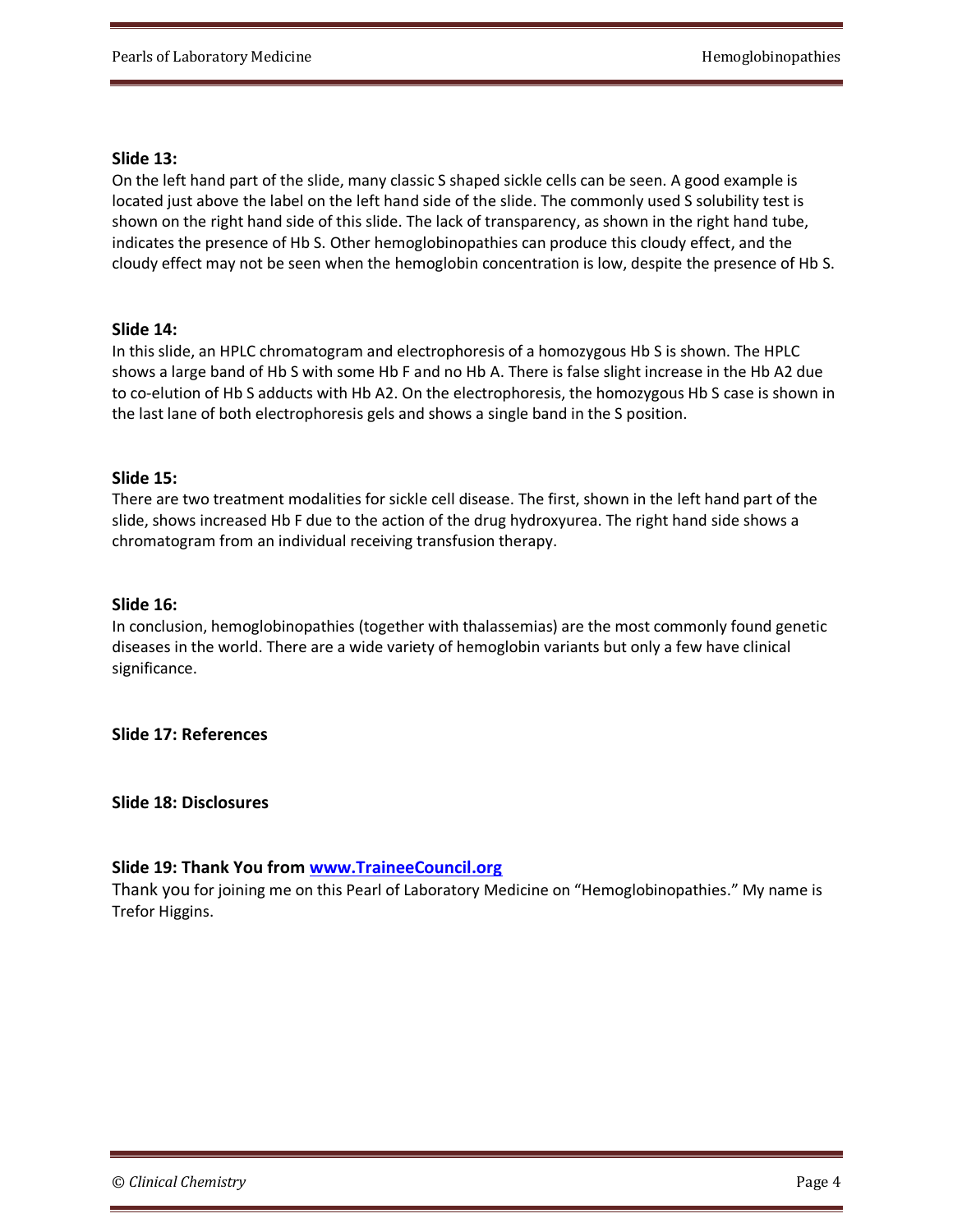**Slide 13:**

On the left hand part of the slide, many classic S shaped sickle cells can be seen. A good example is located just above the label on the left hand side of the slide. The commonly used S solubility test is shown on the right hand side of this slide. The lack of transparency, as shown in the right hand tube, indicates the presence of Hb S. Other hemoglobinopathies can produce this cloudy effect, and the cloudy effect may not be seen when the hemoglobin concentration is low, despite the presence of Hb S.

**Slide 14:**

In this slide, an HPLC chromatogram and electrophoresis of a homozygous Hb S is shown. The HPLC shows a large band of Hb S with some Hb F and no Hb A. There is false slight increase in the Hb A2 due to co-elution of Hb S adducts with Hb A2. On the electrophoresis, the homozygous Hb S case is shown in the last lane of both electrophoresis gels and shows a single band in the S position.

**Slide 15:**

There are two treatment modalities for sickle cell disease. The first, shown in the left hand part of the slide, shows increased Hb F due to the action of the drug hydroxyurea. The right hand side shows a chromatogram from an individual receiving transfusion therapy.

**Slide 16:**

In conclusion, hemoglobinopathies (together with thalassemias) are the most commonly found genetic diseases in the world. There are a wide variety of hemoglobin variants but only a few have clinical significance.

**Slide 17: References**

**Slide 18: Disclosures**

**Slide 19: Thank You from [www.TraineeCouncil.org](http://www.TraineeCouncil.org)**

Thank you for joining me on this Pearl of Laboratory Medicine on "Hemoglobinopathies." My name is Trefor Higgins.